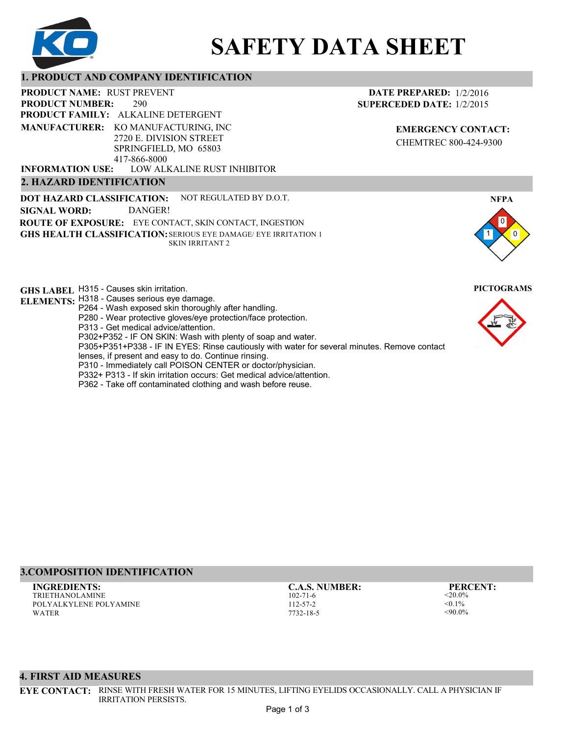# SAFETY DATA SHEET

## 1. PRODUCT AND COMPANY IDENTIFICATION

**PRODUCT NAME:** RUST PREVENT
**PRODUCT NUMBER:** 290
**PRODUCT FAMILY:** ALKALINE DETERGENT
**MANUFACTURER:** KO MANUFACTURING, INC
2720 E. DIVISION STREET
SPRINGFIELD, MO 65803
417-866-8000
**INFORMATION USE:** LOW ALKALINE RUST INHIBITOR

**DATE PREPARED:** 1/2/2016
**SUPERCEDED DATE:** 1/2/2015

**EMERGENCY CONTACT:**
CHEMTREC 800-424-9300

## 2. HAZARD IDENTIFICATION

**DOT HAZARD CLASSIFICATION:** NOT REGULATED BY D.O.T.
**SIGNAL WORD:** DANGER!
**ROUTE OF EXPOSURE:** EYE CONTACT, SKIN CONTACT, INGESTION
**GHS HEALTH CLASSIFICATION:** SERIOUS EYE DAMAGE/ EYE IRRITATION 1
SKIN IRRITANT 2

**NFPA**
0
1 0

**GHS LABEL ELEMENTS:**
H315 - Causes skin irritation.
H318 - Causes serious eye damage.
P264 - Wash exposed skin thoroughly after handling.
P280 - Wear protective gloves/eye protection/face protection.
P313 - Get medical advice/attention.
P302+P352 - IF ON SKIN: Wash with plenty of soap and water.
P305+P351+P338 - IF IN EYES: Rinse cautiously with water for several minutes. Remove contact lenses, if present and easy to do. Continue rinsing.
P310 - Immediately call POISON CENTER or doctor/physician.
P332+ P313 - If skin irritation occurs: Get medical advice/attention.
P362 - Take off contaminated clothing and wash before reuse.

**PICTOGRAMS**

## 3.COMPOSITION IDENTIFICATION

| INGREDIENTS: | C.A.S. NUMBER: | PERCENT: |
|---|---|---|
| TRIETHANOLAMINE | 102-71-6 | <20.0% |
| POLYALKYLENE POLYAMINE | 112-57-2 | <0.1% |
| WATER | 7732-18-5 | <90.0% |

## 4. FIRST AID MEASURES

**EYE CONTACT:** RINSE WITH FRESH WATER FOR 15 MINUTES, LIFTING EYELIDS OCCASIONALLY. CALL A PHYSICIAN IF IRRITATION PERSISTS.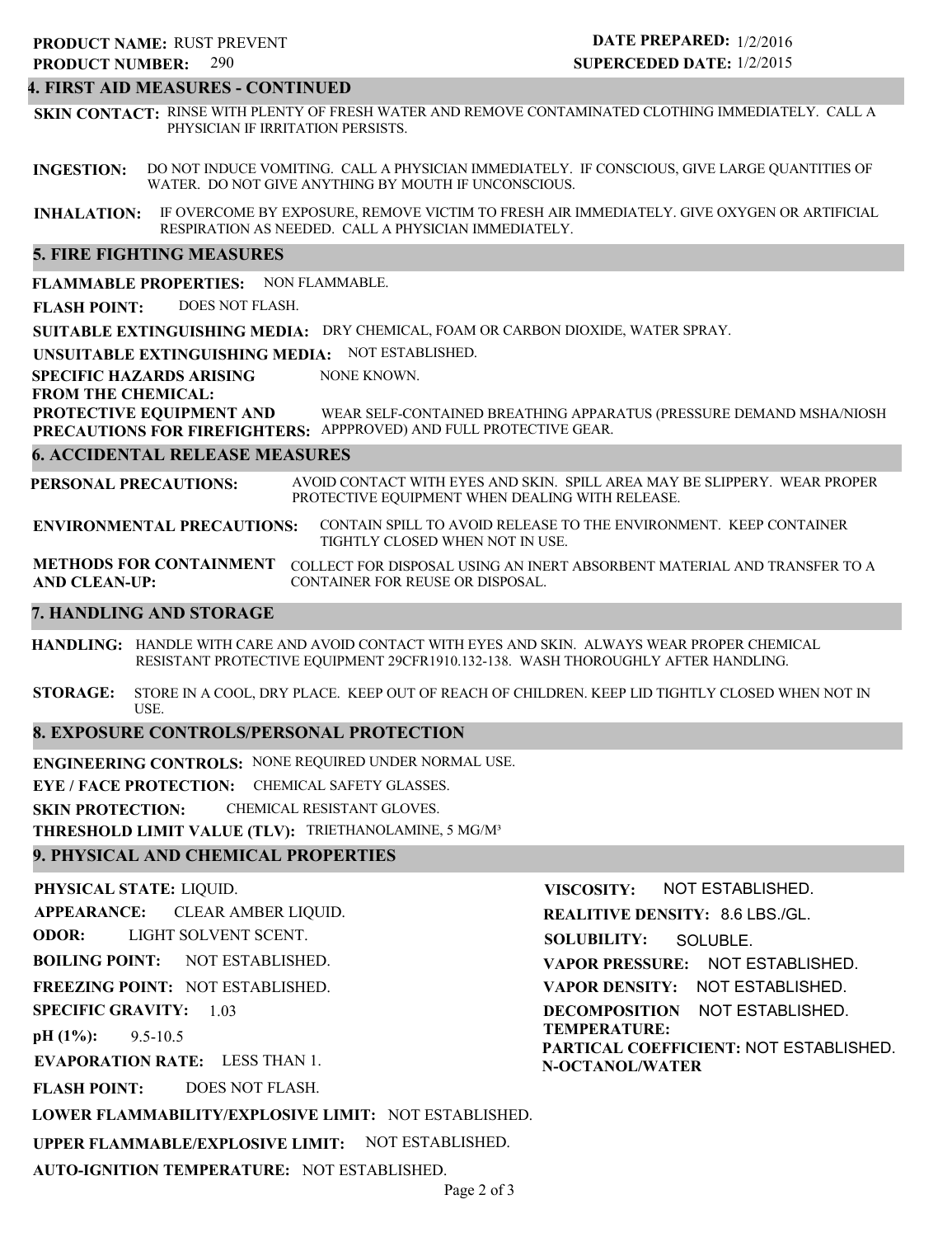**PRODUCT NAME:** RUST PREVENT
**PRODUCT NUMBER:** 290

**DATE PREPARED:** 1/2/2016
**SUPERCEDED DATE:** 1/2/2015

## 4. FIRST AID MEASURES - CONTINUED

**SKIN CONTACT:** RINSE WITH PLENTY OF FRESH WATER AND REMOVE CONTAMINATED CLOTHING IMMEDIATELY. CALL A PHYSICIAN IF IRRITATION PERSISTS.

**INGESTION:** DO NOT INDUCE VOMITING. CALL A PHYSICIAN IMMEDIATELY. IF CONSCIOUS, GIVE LARGE QUANTITIES OF WATER. DO NOT GIVE ANYTHING BY MOUTH IF UNCONSCIOUS.

**INHALATION:** IF OVERCOME BY EXPOSURE, REMOVE VICTIM TO FRESH AIR IMMEDIATELY. GIVE OXYGEN OR ARTIFICIAL RESPIRATION AS NEEDED. CALL A PHYSICIAN IMMEDIATELY.

## 5. FIRE FIGHTING MEASURES

**FLAMMABLE PROPERTIES:** NON FLAMMABLE.

**FLASH POINT:** DOES NOT FLASH.

**SUITABLE EXTINGUISHING MEDIA:** DRY CHEMICAL, FOAM OR CARBON DIOXIDE, WATER SPRAY.

**UNSUITABLE EXTINGUISHING MEDIA:** NOT ESTABLISHED.

**SPECIFIC HAZARDS ARISING FROM THE CHEMICAL:** NONE KNOWN.

**PROTECTIVE EQUIPMENT AND PRECAUTIONS FOR FIREFIGHTERS:** WEAR SELF-CONTAINED BREATHING APPARATUS (PRESSURE DEMAND MSHA/NIOSH APPPROVED) AND FULL PROTECTIVE GEAR.

## 6. ACCIDENTAL RELEASE MEASURES

**PERSONAL PRECAUTIONS:** AVOID CONTACT WITH EYES AND SKIN. SPILL AREA MAY BE SLIPPERY. WEAR PROPER PROTECTIVE EQUIPMENT WHEN DEALING WITH RELEASE.

**ENVIRONMENTAL PRECAUTIONS:** CONTAIN SPILL TO AVOID RELEASE TO THE ENVIRONMENT. KEEP CONTAINER TIGHTLY CLOSED WHEN NOT IN USE.

**METHODS FOR CONTAINMENT AND CLEAN-UP:** COLLECT FOR DISPOSAL USING AN INERT ABSORBENT MATERIAL AND TRANSFER TO A CONTAINER FOR REUSE OR DISPOSAL.

## 7. HANDLING AND STORAGE

**HANDLING:** HANDLE WITH CARE AND AVOID CONTACT WITH EYES AND SKIN. ALWAYS WEAR PROPER CHEMICAL RESISTANT PROTECTIVE EQUIPMENT 29CFR1910.132-138. WASH THOROUGHLY AFTER HANDLING.

**STORAGE:** STORE IN A COOL, DRY PLACE. KEEP OUT OF REACH OF CHILDREN. KEEP LID TIGHTLY CLOSED WHEN NOT IN USE.

## 8. EXPOSURE CONTROLS/PERSONAL PROTECTION

**ENGINEERING CONTROLS:** NONE REQUIRED UNDER NORMAL USE.

**EYE / FACE PROTECTION:** CHEMICAL SAFETY GLASSES.

**SKIN PROTECTION:** CHEMICAL RESISTANT GLOVES.

**THRESHOLD LIMIT VALUE (TLV):** TRIETHANOLAMINE, 5 MG/M³

## 9. PHYSICAL AND CHEMICAL PROPERTIES

**PHYSICAL STATE:** LIQUID.

**APPEARANCE:** CLEAR AMBER LIQUID.

**ODOR:** LIGHT SOLVENT SCENT.

**BOILING POINT:** NOT ESTABLISHED.

**FREEZING POINT:** NOT ESTABLISHED.

**SPECIFIC GRAVITY:** 1.03

**pH (1%):** 9.5-10.5

**EVAPORATION RATE:** LESS THAN 1.

**FLASH POINT:** DOES NOT FLASH.

**LOWER FLAMMABILITY/EXPLOSIVE LIMIT:** NOT ESTABLISHED.

**UPPER FLAMMABLE/EXPLOSIVE LIMIT:** NOT ESTABLISHED.

**AUTO-IGNITION TEMPERATURE:** NOT ESTABLISHED.

**VISCOSITY:** NOT ESTABLISHED.

**REALITIVE DENSITY:** 8.6 LBS./GL.

**SOLUBILITY:** SOLUBLE.

**VAPOR PRESSURE:** NOT ESTABLISHED.

**VAPOR DENSITY:** NOT ESTABLISHED.

**DECOMPOSITION TEMPERATURE:** NOT ESTABLISHED.

**PARTICAL COEFFICIENT: N-OCTANOL/WATER** NOT ESTABLISHED.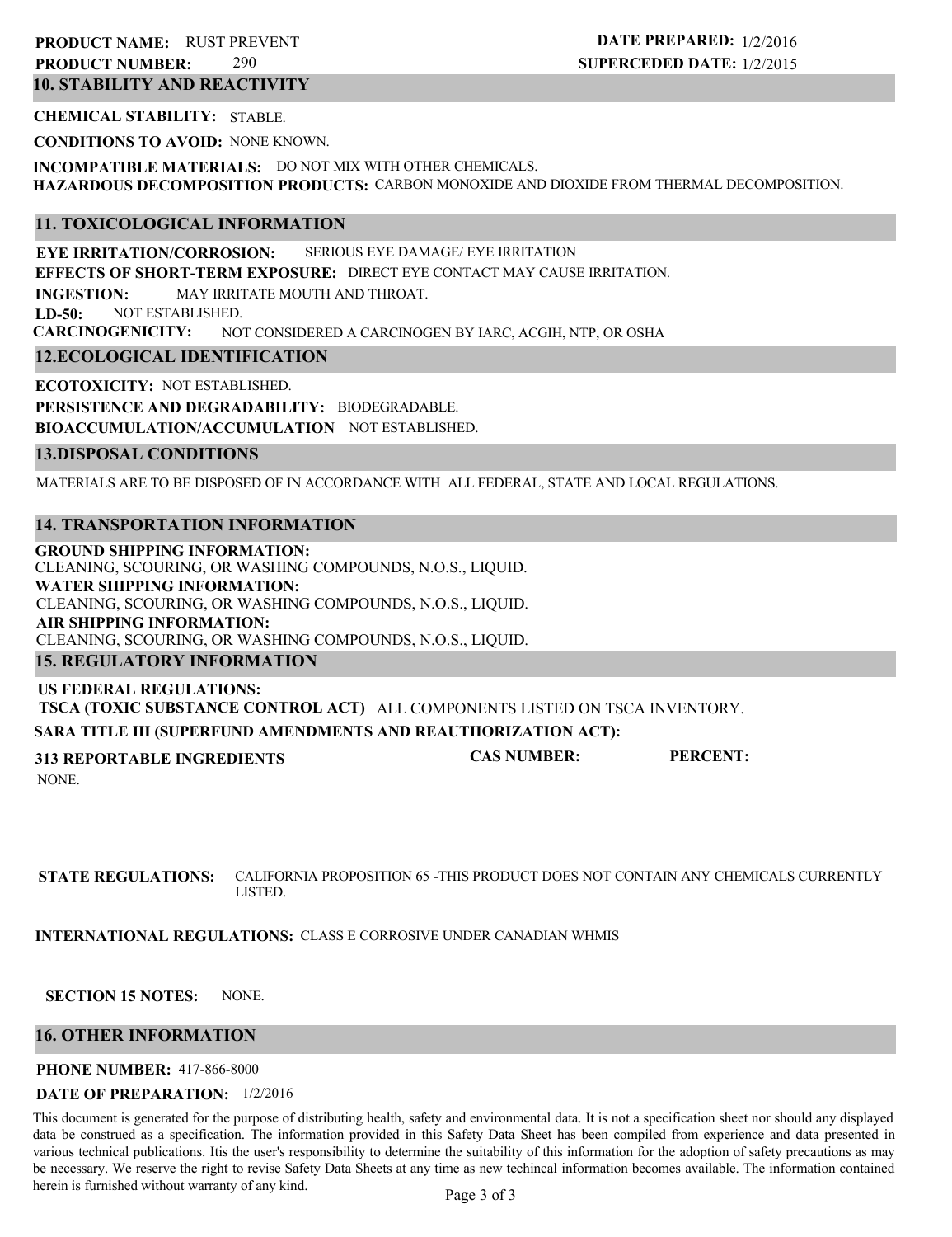**PRODUCT NAME:** RUST PREVENT
**PRODUCT NUMBER:** 290

**DATE PREPARED:** 1/2/2016
**SUPERCEDED DATE:** 1/2/2015

## 10. STABILITY AND REACTIVITY

**CHEMICAL STABILITY:** STABLE.

**CONDITIONS TO AVOID:** NONE KNOWN.

**INCOMPATIBLE MATERIALS:** DO NOT MIX WITH OTHER CHEMICALS.

**HAZARDOUS DECOMPOSITION PRODUCTS:** CARBON MONOXIDE AND DIOXIDE FROM THERMAL DECOMPOSITION.

## 11. TOXICOLOGICAL INFORMATION

**EYE IRRITATION/CORROSION:** SERIOUS EYE DAMAGE/ EYE IRRITATION

**EFFECTS OF SHORT-TERM EXPOSURE:** DIRECT EYE CONTACT MAY CAUSE IRRITATION.

**INGESTION:** MAY IRRITATE MOUTH AND THROAT.

**LD-50:** NOT ESTABLISHED.

**CARCINOGENICITY:** NOT CONSIDERED A CARCINOGEN BY IARC, ACGIH, NTP, OR OSHA

## 12.ECOLOGICAL IDENTIFICATION

**ECOTOXICITY:** NOT ESTABLISHED.

**PERSISTENCE AND DEGRADABILITY:** BIODEGRADABLE.

**BIOACCUMULATION/ACCUMULATION** NOT ESTABLISHED.

## 13.DISPOSAL CONDITIONS

MATERIALS ARE TO BE DISPOSED OF IN ACCORDANCE WITH ALL FEDERAL, STATE AND LOCAL REGULATIONS.

## 14. TRANSPORTATION INFORMATION

**GROUND SHIPPING INFORMATION:**
CLEANING, SCOURING, OR WASHING COMPOUNDS, N.O.S., LIQUID.

**WATER SHIPPING INFORMATION:**
CLEANING, SCOURING, OR WASHING COMPOUNDS, N.O.S., LIQUID.

**AIR SHIPPING INFORMATION:**
CLEANING, SCOURING, OR WASHING COMPOUNDS, N.O.S., LIQUID.

## 15. REGULATORY INFORMATION

**US FEDERAL REGULATIONS:**

**TSCA (TOXIC SUBSTANCE CONTROL ACT)** ALL COMPONENTS LISTED ON TSCA INVENTORY.

**SARA TITLE III (SUPERFUND AMENDMENTS AND REAUTHORIZATION ACT):**

| 313 REPORTABLE INGREDIENTS | CAS NUMBER: | PERCENT: |
|---|---|---|
| NONE. | | |

**STATE REGULATIONS:** CALIFORNIA PROPOSITION 65 -THIS PRODUCT DOES NOT CONTAIN ANY CHEMICALS CURRENTLY LISTED.

**INTERNATIONAL REGULATIONS:** CLASS E CORROSIVE UNDER CANADIAN WHMIS

**SECTION 15 NOTES:** NONE.

## 16. OTHER INFORMATION

**PHONE NUMBER:** 417-866-8000

**DATE OF PREPARATION:** 1/2/2016

This document is generated for the purpose of distributing health, safety and environmental data. It is not a specification sheet nor should any displayed data be construed as a specification. The information provided in this Safety Data Sheet has been compiled from experience and data presented in various technical publications. Itis the user's responsibility to determine the suitability of this information for the adoption of safety precautions as may be necessary. We reserve the right to revise Safety Data Sheets at any time as new techincal information becomes available. The information contained herein is furnished without warranty of any kind.